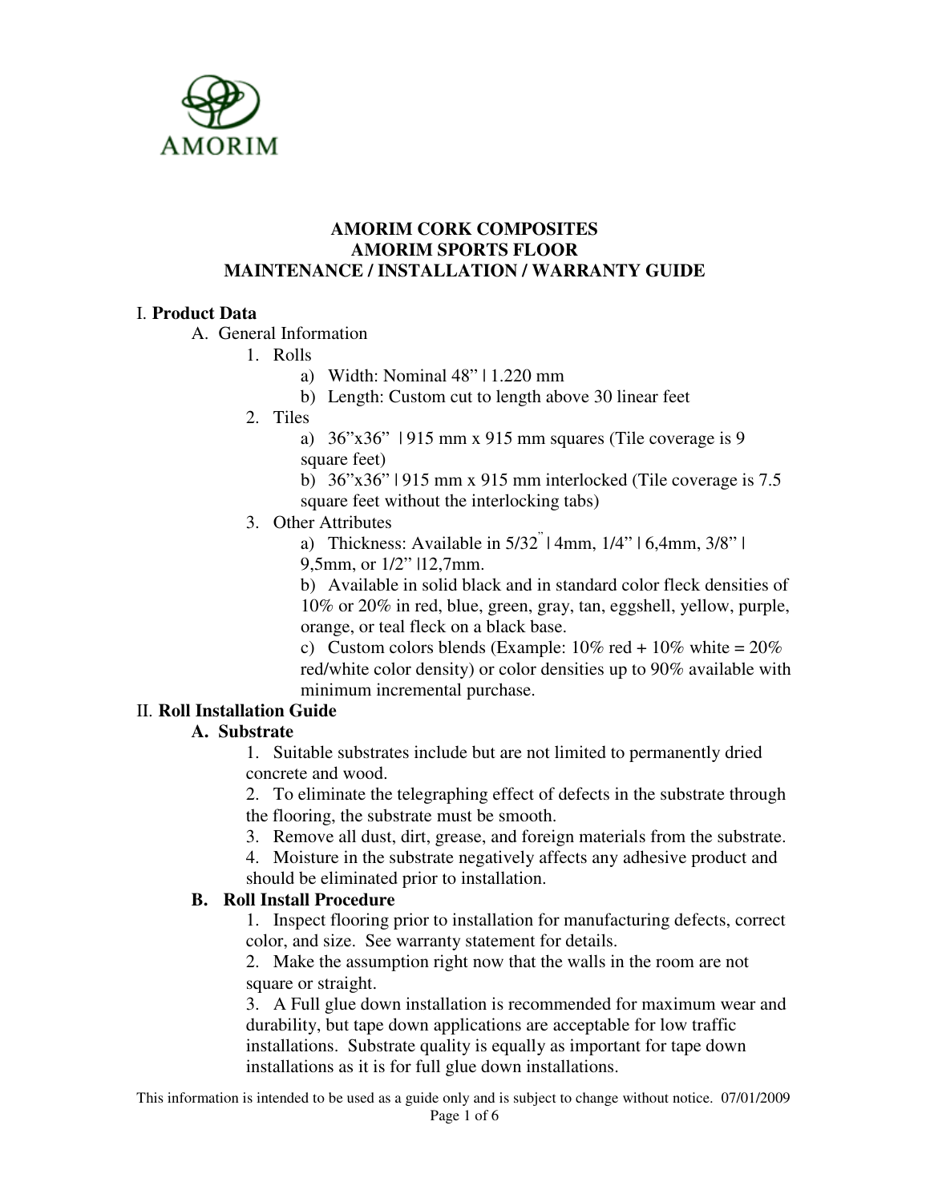AMORIM

# AMORIM CORK COMPOSITES
# AMORIM SPORTS FLOOR
# MAINTENANCE / INSTALLATION / WARRANTY GUIDE

## I. Product Data

A. General Information

1. Rolls
   - a) Width: Nominal 48" | 1.220 mm
   - b) Length: Custom cut to length above 30 linear feet
2. Tiles
   - a) 36"x36" | 915 mm x 915 mm squares (Tile coverage is 9 square feet)
   - b) 36"x36" | 915 mm x 915 mm interlocked (Tile coverage is 7.5 square feet without the interlocking tabs)
3. Other Attributes
   - a) Thickness: Available in 5/32" | 4mm, 1/4" | 6,4mm, 3/8" | 9,5mm, or 1/2" |12,7mm.
   - b) Available in solid black and in standard color fleck densities of 10% or 20% in red, blue, green, gray, tan, eggshell, yellow, purple, orange, or teal fleck on a black base.
   - c) Custom colors blends (Example: 10% red + 10% white = 20% red/white color density) or color densities up to 90% available with minimum incremental purchase.

## II. Roll Installation Guide

### A. Substrate

1. Suitable substrates include but are not limited to permanently dried concrete and wood.
2. To eliminate the telegraphing effect of defects in the substrate through the flooring, the substrate must be smooth.
3. Remove all dust, dirt, grease, and foreign materials from the substrate.
4. Moisture in the substrate negatively affects any adhesive product and should be eliminated prior to installation.

### B. Roll Install Procedure

1. Inspect flooring prior to installation for manufacturing defects, correct color, and size. See warranty statement for details.
2. Make the assumption right now that the walls in the room are not square or straight.
3. A Full glue down installation is recommended for maximum wear and durability, but tape down applications are acceptable for low traffic installations. Substrate quality is equally as important for tape down installations as it is for full glue down installations.

This information is intended to be used as a guide only and is subject to change without notice. 07/01/2009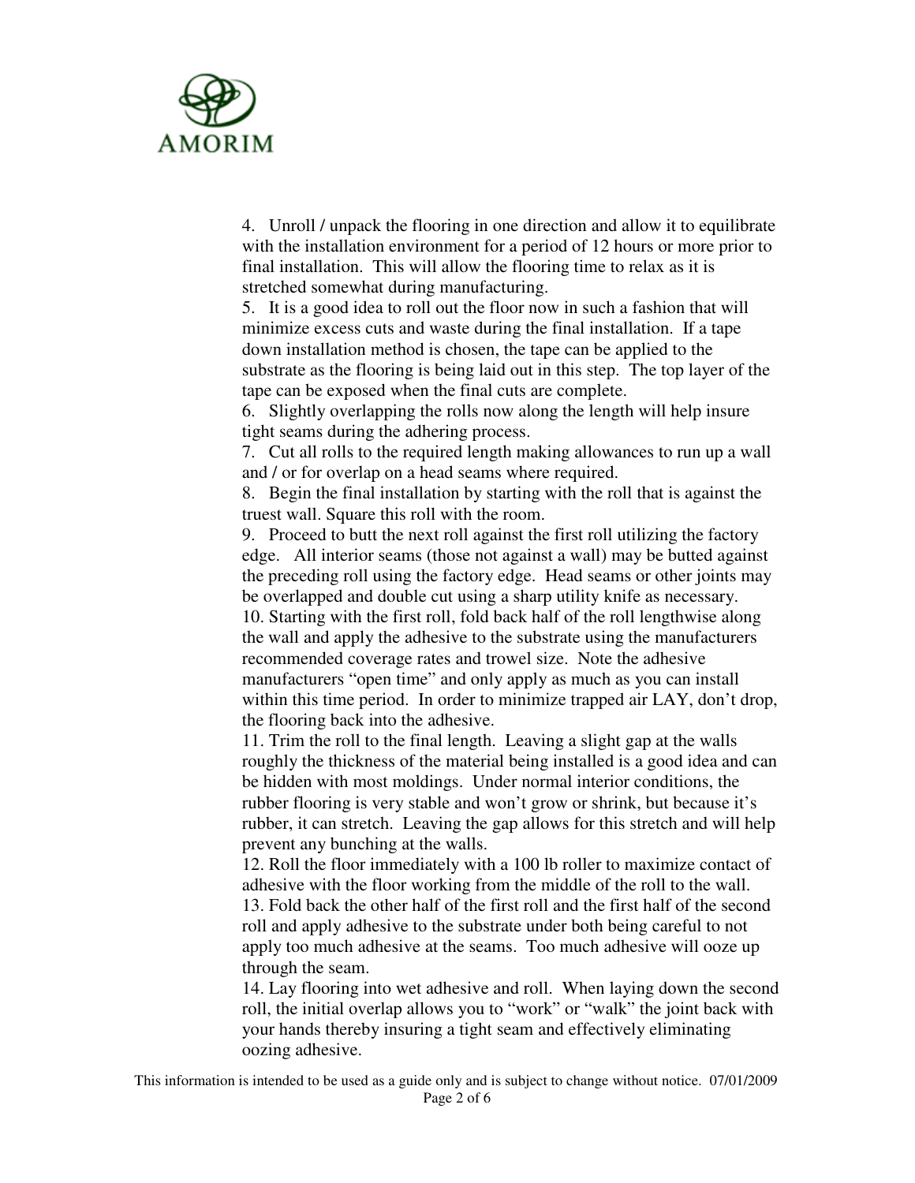4. Unroll / unpack the flooring in one direction and allow it to equilibrate with the installation environment for a period of 12 hours or more prior to final installation. This will allow the flooring time to relax as it is stretched somewhat during manufacturing.
5. It is a good idea to roll out the floor now in such a fashion that will minimize excess cuts and waste during the final installation. If a tape down installation method is chosen, the tape can be applied to the substrate as the flooring is being laid out in this step. The top layer of the tape can be exposed when the final cuts are complete.
6. Slightly overlapping the rolls now along the length will help insure tight seams during the adhering process.
7. Cut all rolls to the required length making allowances to run up a wall and / or for overlap on a head seams where required.
8. Begin the final installation by starting with the roll that is against the truest wall. Square this roll with the room.
9. Proceed to butt the next roll against the first roll utilizing the factory edge. All interior seams (those not against a wall) may be butted against the preceding roll using the factory edge. Head seams or other joints may be overlapped and double cut using a sharp utility knife as necessary.
10. Starting with the first roll, fold back half of the roll lengthwise along the wall and apply the adhesive to the substrate using the manufacturers recommended coverage rates and trowel size. Note the adhesive manufacturers "open time" and only apply as much as you can install within this time period. In order to minimize trapped air LAY, don't drop, the flooring back into the adhesive.
11. Trim the roll to the final length. Leaving a slight gap at the walls roughly the thickness of the material being installed is a good idea and can be hidden with most moldings. Under normal interior conditions, the rubber flooring is very stable and won't grow or shrink, but because it's rubber, it can stretch. Leaving the gap allows for this stretch and will help prevent any bunching at the walls.
12. Roll the floor immediately with a 100 lb roller to maximize contact of adhesive with the floor working from the middle of the roll to the wall.
13. Fold back the other half of the first roll and the first half of the second roll and apply adhesive to the substrate under both being careful to not apply too much adhesive at the seams. Too much adhesive will ooze up through the seam.
14. Lay flooring into wet adhesive and roll. When laying down the second roll, the initial overlap allows you to "work" or "walk" the joint back with your hands thereby insuring a tight seam and effectively eliminating oozing adhesive.

This information is intended to be used as a guide only and is subject to change without notice. 07/01/2009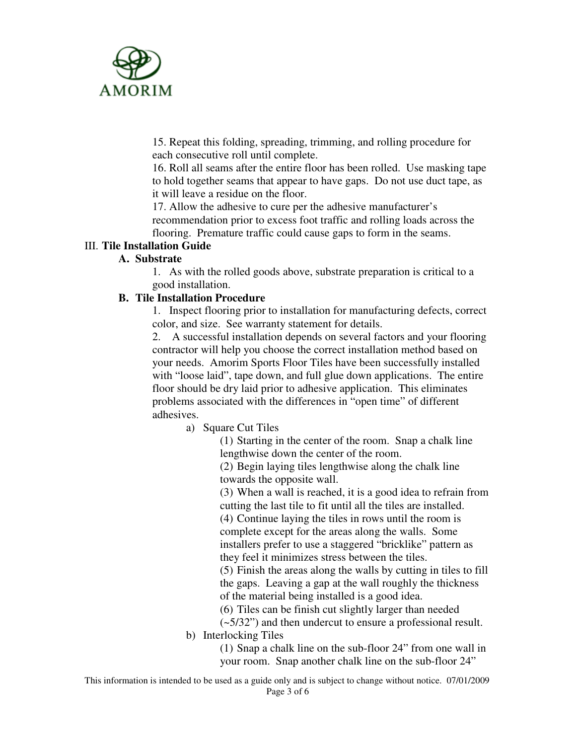15. Repeat this folding, spreading, trimming, and rolling procedure for each consecutive roll until complete.

16. Roll all seams after the entire floor has been rolled. Use masking tape to hold together seams that appear to have gaps. Do not use duct tape, as it will leave a residue on the floor.

17. Allow the adhesive to cure per the adhesive manufacturer's recommendation prior to excess foot traffic and rolling loads across the flooring. Premature traffic could cause gaps to form in the seams.

## III. Tile Installation Guide

### A. Substrate

1. As with the rolled goods above, substrate preparation is critical to a good installation.

### B. Tile Installation Procedure

1. Inspect flooring prior to installation for manufacturing defects, correct color, and size. See warranty statement for details.
2. A successful installation depends on several factors and your flooring contractor will help you choose the correct installation method based on your needs. Amorim Sports Floor Tiles have been successfully installed with "loose laid", tape down, and full glue down applications. The entire floor should be dry laid prior to adhesive application. This eliminates problems associated with the differences in "open time" of different adhesives.

   a) Square Cut Tiles

      (1) Starting in the center of the room. Snap a chalk line lengthwise down the center of the room.

      (2) Begin laying tiles lengthwise along the chalk line towards the opposite wall.

      (3) When a wall is reached, it is a good idea to refrain from cutting the last tile to fit until all the tiles are installed.

      (4) Continue laying the tiles in rows until the room is complete except for the areas along the walls. Some installers prefer to use a staggered "bricklike" pattern as they feel it minimizes stress between the tiles.

      (5) Finish the areas along the walls by cutting in tiles to fill the gaps. Leaving a gap at the wall roughly the thickness of the material being installed is a good idea.

      (6) Tiles can be finish cut slightly larger than needed (~5/32") and then undercut to ensure a professional result.

   b) Interlocking Tiles

      (1) Snap a chalk line on the sub-floor 24" from one wall in your room. Snap another chalk line on the sub-floor 24"

This information is intended to be used as a guide only and is subject to change without notice. 07/01/2009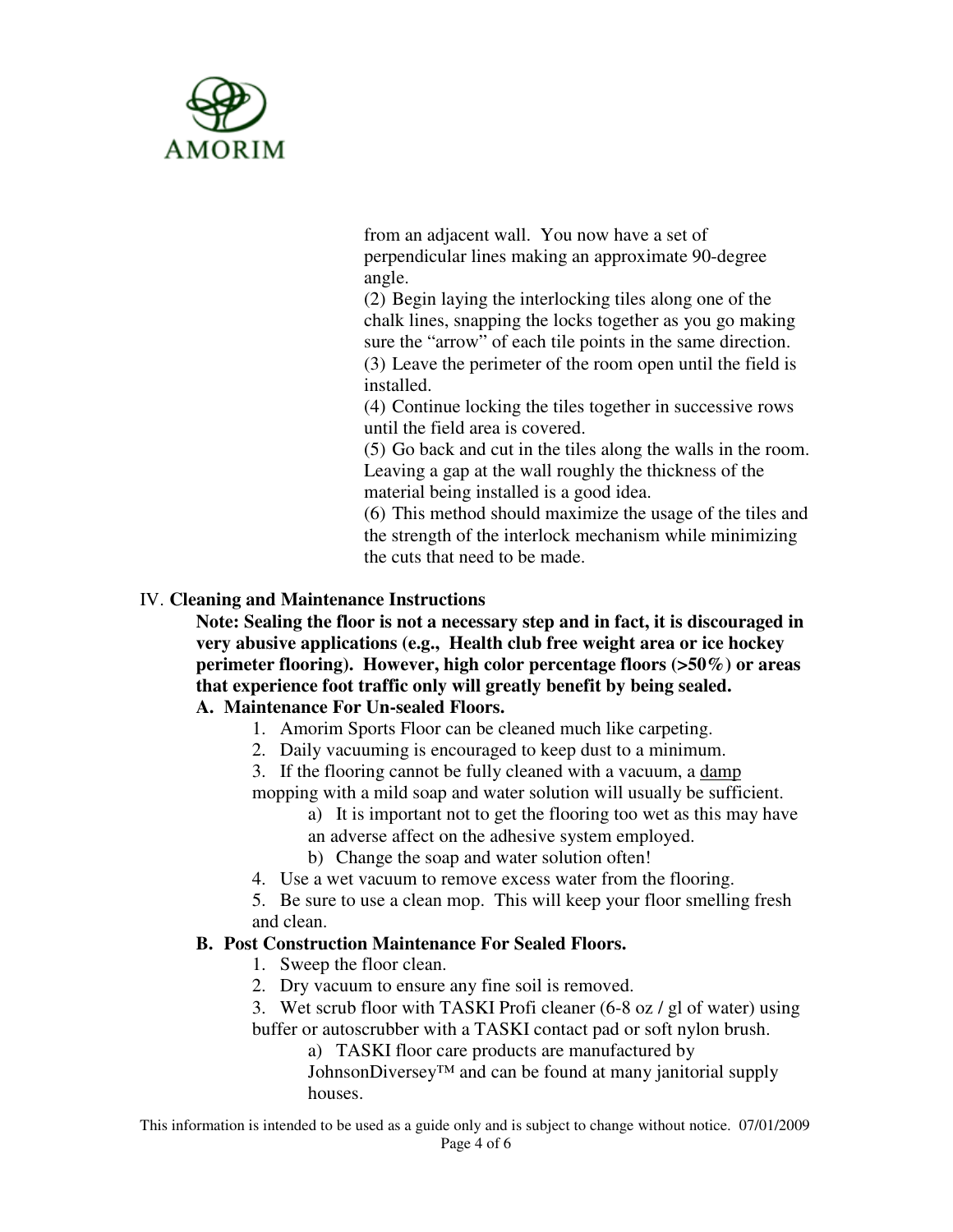from an adjacent wall. You now have a set of perpendicular lines making an approximate 90-degree angle.

(2) Begin laying the interlocking tiles along one of the chalk lines, snapping the locks together as you go making sure the "arrow" of each tile points in the same direction.

(3) Leave the perimeter of the room open until the field is installed.

(4) Continue locking the tiles together in successive rows until the field area is covered.

(5) Go back and cut in the tiles along the walls in the room. Leaving a gap at the wall roughly the thickness of the material being installed is a good idea.

(6) This method should maximize the usage of the tiles and the strength of the interlock mechanism while minimizing the cuts that need to be made.

## IV. **Cleaning and Maintenance Instructions**

**Note: Sealing the floor is not a necessary step and in fact, it is discouraged in very abusive applications (e.g., Health club free weight area or ice hockey perimeter flooring). However, high color percentage floors (>50%) or areas that experience foot traffic only will greatly benefit by being sealed.**

### A. Maintenance For Un-sealed Floors.

1. Amorim Sports Floor can be cleaned much like carpeting.
2. Daily vacuuming is encouraged to keep dust to a minimum.
3. If the flooring cannot be fully cleaned with a vacuum, a <u>damp</u> mopping with a mild soap and water solution will usually be sufficient.
   a) It is important not to get the flooring too wet as this may have an adverse affect on the adhesive system employed.
   b) Change the soap and water solution often!
4. Use a wet vacuum to remove excess water from the flooring.
5. Be sure to use a clean mop. This will keep your floor smelling fresh and clean.

### B. Post Construction Maintenance For Sealed Floors.

1. Sweep the floor clean.
2. Dry vacuum to ensure any fine soil is removed.
3. Wet scrub floor with TASKI Profi cleaner (6-8 oz / gl of water) using buffer or autoscrubber with a TASKI contact pad or soft nylon brush.
   a) TASKI floor care products are manufactured by JohnsonDiversey™ and can be found at many janitorial supply houses.

This information is intended to be used as a guide only and is subject to change without notice. 07/01/2009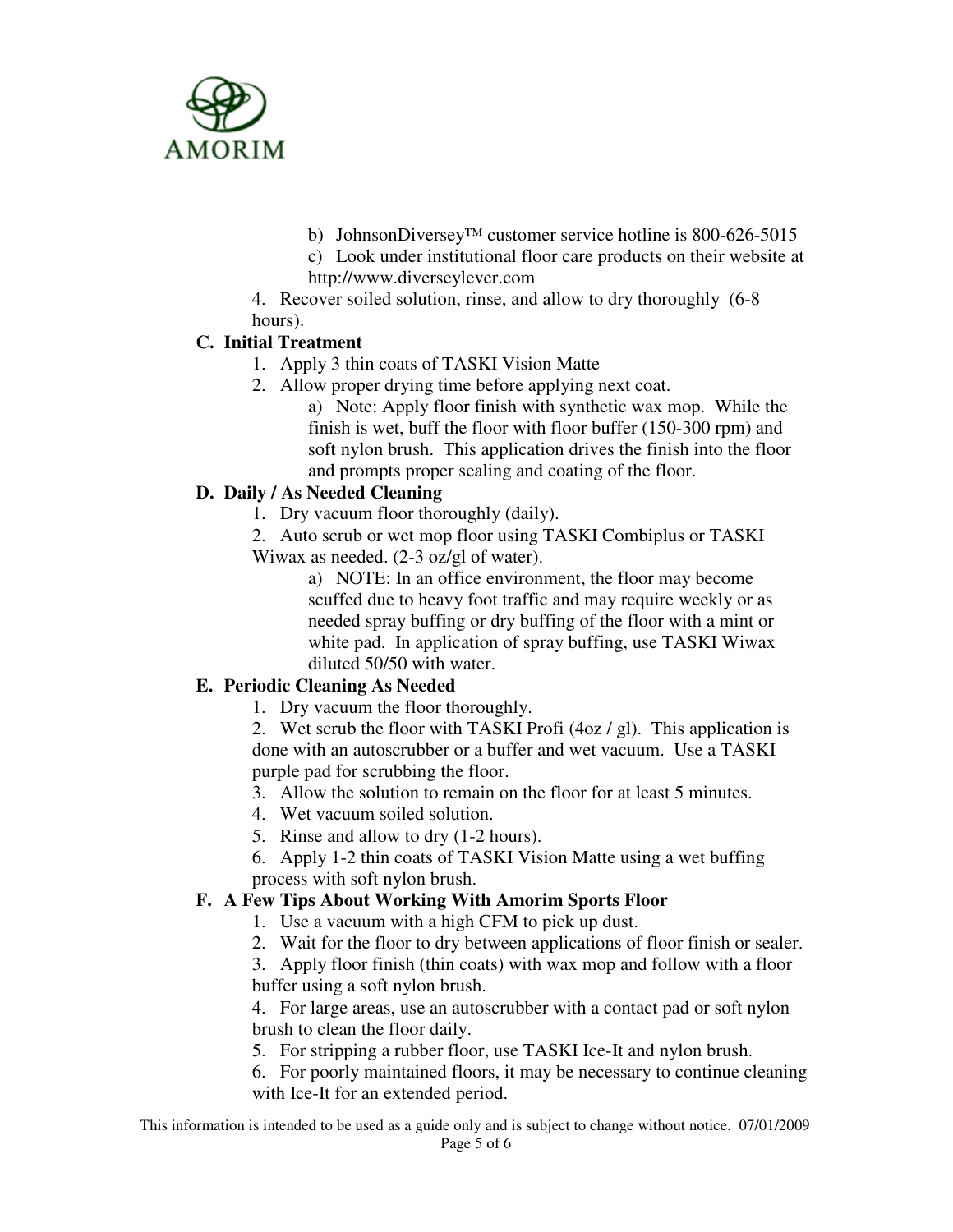b) JohnsonDiversey™ customer service hotline is 800-626-5015

c) Look under institutional floor care products on their website at http://www.diverseylever.com

4. Recover soiled solution, rinse, and allow to dry thoroughly (6-8 hours).

**C. Initial Treatment**

1. Apply 3 thin coats of TASKI Vision Matte
2. Allow proper drying time before applying next coat.
   a) Note: Apply floor finish with synthetic wax mop. While the finish is wet, buff the floor with floor buffer (150-300 rpm) and soft nylon brush. This application drives the finish into the floor and prompts proper sealing and coating of the floor.

**D. Daily / As Needed Cleaning**

1. Dry vacuum floor thoroughly (daily).
2. Auto scrub or wet mop floor using TASKI Combiplus or TASKI Wiwax as needed. (2-3 oz/gl of water).
   a) NOTE: In an office environment, the floor may become scuffed due to heavy foot traffic and may require weekly or as needed spray buffing or dry buffing of the floor with a mint or white pad. In application of spray buffing, use TASKI Wiwax diluted 50/50 with water.

**E. Periodic Cleaning As Needed**

1. Dry vacuum the floor thoroughly.
2. Wet scrub the floor with TASKI Profi (4oz / gl). This application is done with an autoscrubber or a buffer and wet vacuum. Use a TASKI purple pad for scrubbing the floor.
3. Allow the solution to remain on the floor for at least 5 minutes.
4. Wet vacuum soiled solution.
5. Rinse and allow to dry (1-2 hours).
6. Apply 1-2 thin coats of TASKI Vision Matte using a wet buffing process with soft nylon brush.

**F. A Few Tips About Working With Amorim Sports Floor**

1. Use a vacuum with a high CFM to pick up dust.
2. Wait for the floor to dry between applications of floor finish or sealer.
3. Apply floor finish (thin coats) with wax mop and follow with a floor buffer using a soft nylon brush.
4. For large areas, use an autoscrubber with a contact pad or soft nylon brush to clean the floor daily.
5. For stripping a rubber floor, use TASKI Ice-It and nylon brush.
6. For poorly maintained floors, it may be necessary to continue cleaning with Ice-It for an extended period.

This information is intended to be used as a guide only and is subject to change without notice. 07/01/2009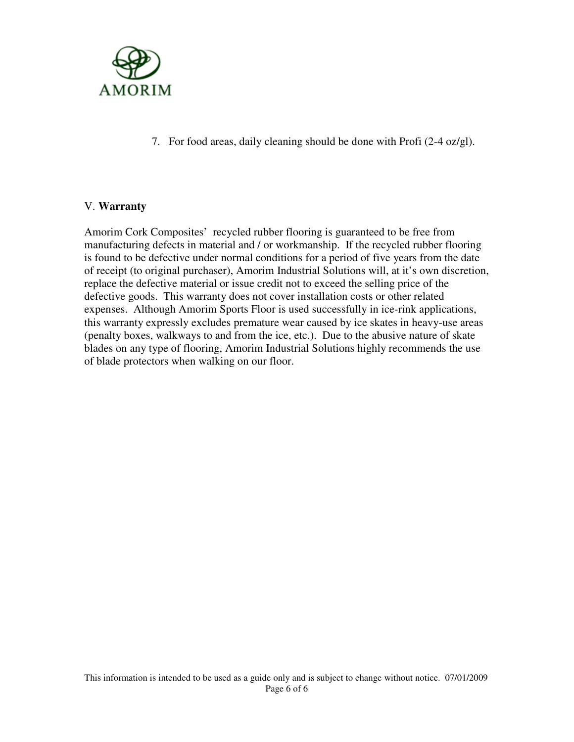7. For food areas, daily cleaning should be done with Profi (2-4 oz/gl).

## V. **Warranty**

Amorim Cork Composites' recycled rubber flooring is guaranteed to be free from manufacturing defects in material and / or workmanship. If the recycled rubber flooring is found to be defective under normal conditions for a period of five years from the date of receipt (to original purchaser), Amorim Industrial Solutions will, at it's own discretion, replace the defective material or issue credit not to exceed the selling price of the defective goods. This warranty does not cover installation costs or other related expenses. Although Amorim Sports Floor is used successfully in ice-rink applications, this warranty expressly excludes premature wear caused by ice skates in heavy-use areas (penalty boxes, walkways to and from the ice, etc.). Due to the abusive nature of skate blades on any type of flooring, Amorim Industrial Solutions highly recommends the use of blade protectors when walking on our floor.

This information is intended to be used as a guide only and is subject to change without notice. 07/01/2009